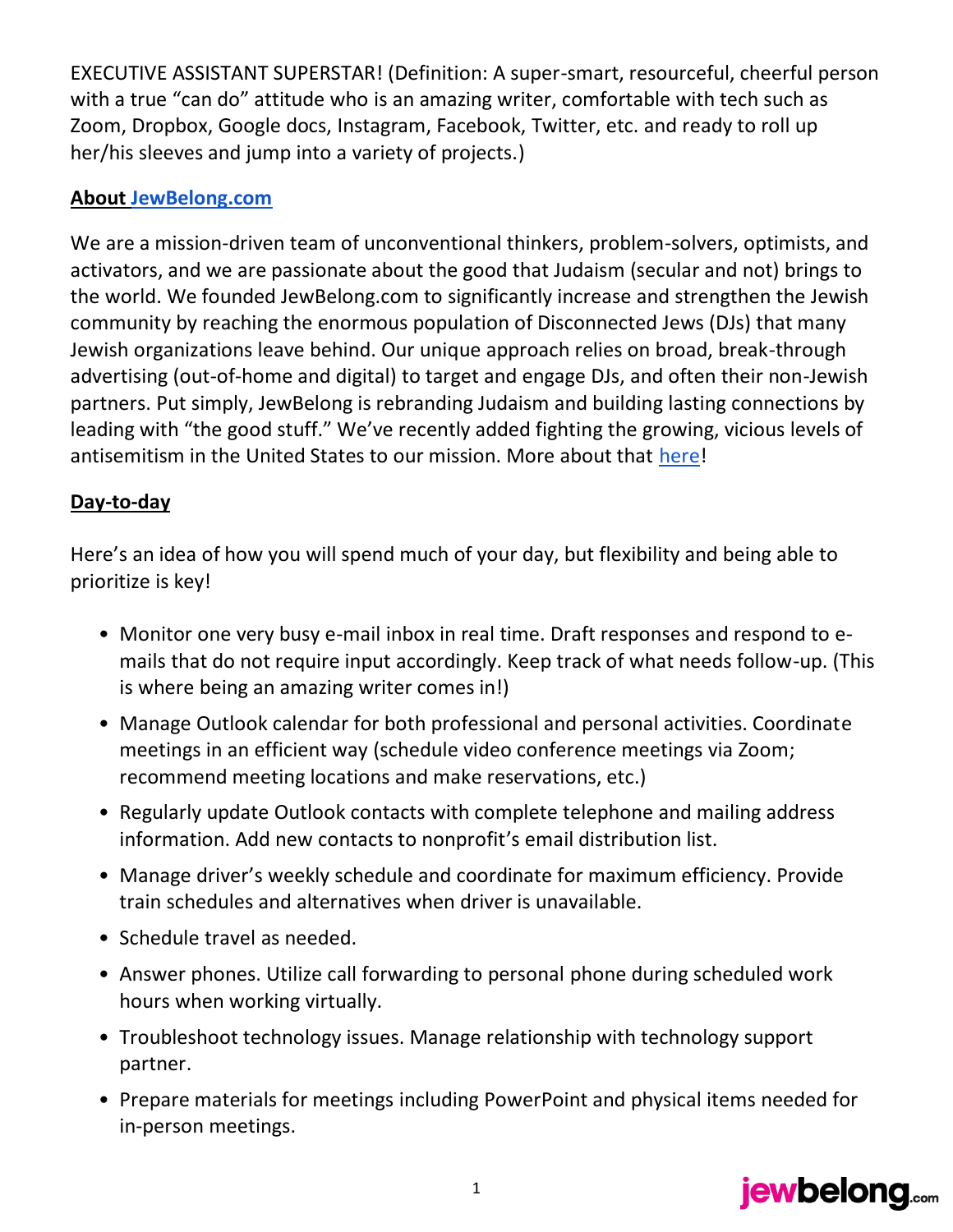EXECUTIVE ASSISTANT SUPERSTAR! (Definition: A super-smart, resourceful, cheerful person with a true "can do" attitude who is an amazing writer, comfortable with tech such as Zoom, Dropbox, Google docs, Instagram, Facebook, Twitter, etc. and ready to roll up her/his sleeves and jump into a variety of projects.)

**About JewBelong.com**

We are a mission-driven team of unconventional thinkers, problem-solvers, optimists, and activators, and we are passionate about the good that Judaism (secular and not) brings to the world. We founded JewBelong.com to significantly increase and strengthen the Jewish community by reaching the enormous population of Disconnected Jews (DJs) that many Jewish organizations leave behind. Our unique approach relies on broad, break-through advertising (out-of-home and digital) to target and engage DJs, and often their non-Jewish partners. Put simply, JewBelong is rebranding Judaism and building lasting connections by leading with "the good stuff." We've recently added fighting the growing, vicious levels of antisemitism in the United States to our mission. More about that here!

**Day-to-day**

Here's an idea of how you will spend much of your day, but flexibility and being able to prioritize is key!

- Monitor one very busy e-mail inbox in real time. Draft responses and respond to e-mails that do not require input accordingly. Keep track of what needs follow-up. (This is where being an amazing writer comes in!)
- Manage Outlook calendar for both professional and personal activities. Coordinate meetings in an efficient way (schedule video conference meetings via Zoom; recommend meeting locations and make reservations, etc.)
- Regularly update Outlook contacts with complete telephone and mailing address information. Add new contacts to nonprofit's email distribution list.
- Manage driver's weekly schedule and coordinate for maximum efficiency. Provide train schedules and alternatives when driver is unavailable.
- Schedule travel as needed.
- Answer phones. Utilize call forwarding to personal phone during scheduled work hours when working virtually.
- Troubleshoot technology issues. Manage relationship with technology support partner.
- Prepare materials for meetings including PowerPoint and physical items needed for in-person meetings.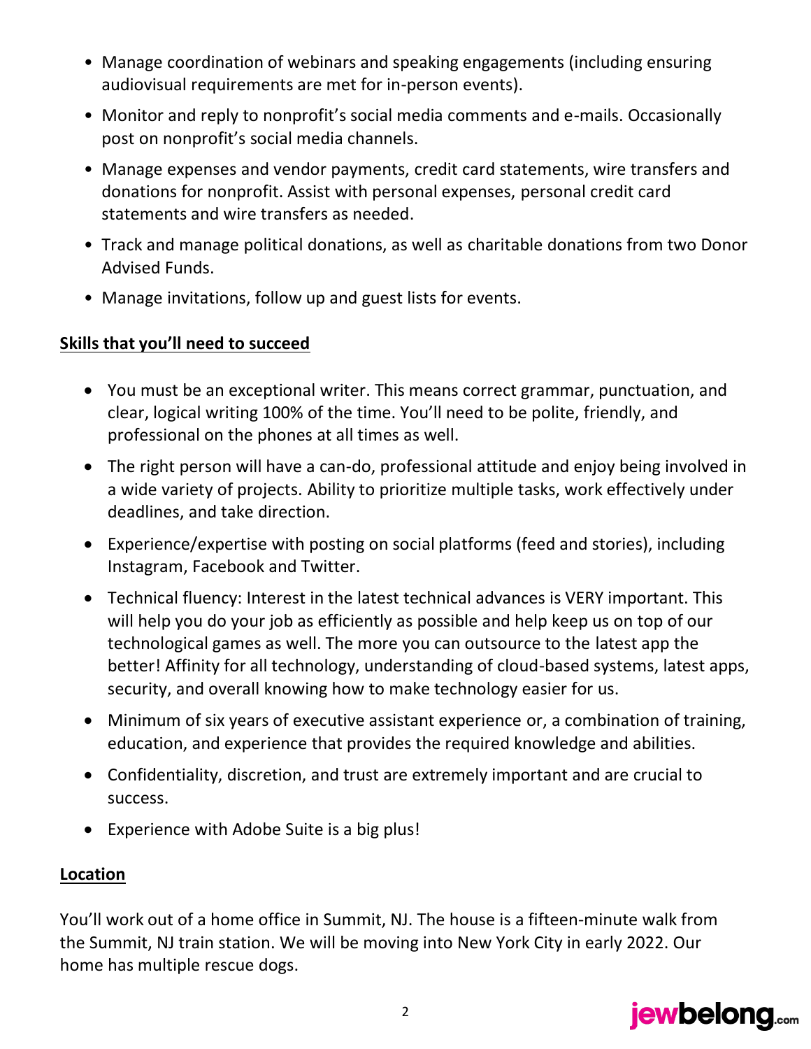- Manage coordination of webinars and speaking engagements (including ensuring audiovisual requirements are met for in-person events).
- Monitor and reply to nonprofit's social media comments and e-mails. Occasionally post on nonprofit's social media channels.
- Manage expenses and vendor payments, credit card statements, wire transfers and donations for nonprofit. Assist with personal expenses, personal credit card statements and wire transfers as needed.
- Track and manage political donations, as well as charitable donations from two Donor Advised Funds.
- Manage invitations, follow up and guest lists for events.

**Skills that you'll need to succeed**

- You must be an exceptional writer. This means correct grammar, punctuation, and clear, logical writing 100% of the time. You'll need to be polite, friendly, and professional on the phones at all times as well.
- The right person will have a can-do, professional attitude and enjoy being involved in a wide variety of projects. Ability to prioritize multiple tasks, work effectively under deadlines, and take direction.
- Experience/expertise with posting on social platforms (feed and stories), including Instagram, Facebook and Twitter.
- Technical fluency: Interest in the latest technical advances is VERY important. This will help you do your job as efficiently as possible and help keep us on top of our technological games as well. The more you can outsource to the latest app the better! Affinity for all technology, understanding of cloud-based systems, latest apps, security, and overall knowing how to make technology easier for us.
- Minimum of six years of executive assistant experience or, a combination of training, education, and experience that provides the required knowledge and abilities.
- Confidentiality, discretion, and trust are extremely important and are crucial to success.
- Experience with Adobe Suite is a big plus!

**Location**

You'll work out of a home office in Summit, NJ. The house is a fifteen-minute walk from the Summit, NJ train station. We will be moving into New York City in early 2022. Our home has multiple rescue dogs.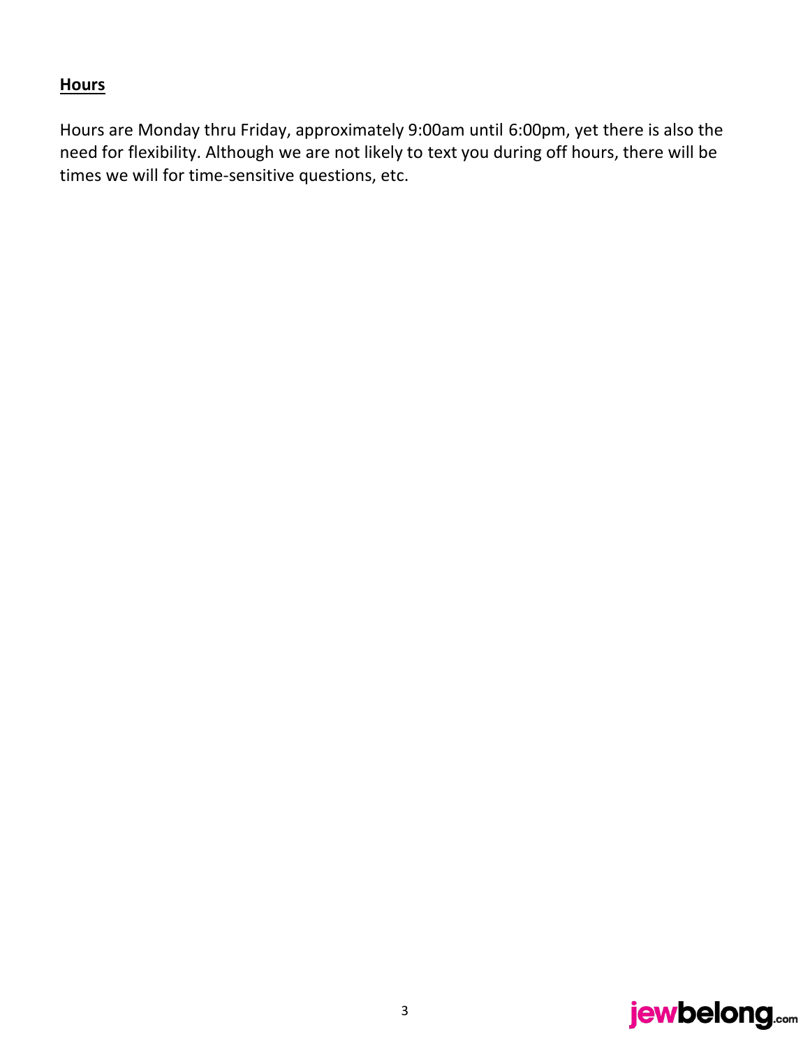## Hours

Hours are Monday thru Friday, approximately 9:00am until 6:00pm, yet there is also the need for flexibility. Although we are not likely to text you during off hours, there will be times we will for time-sensitive questions, etc.